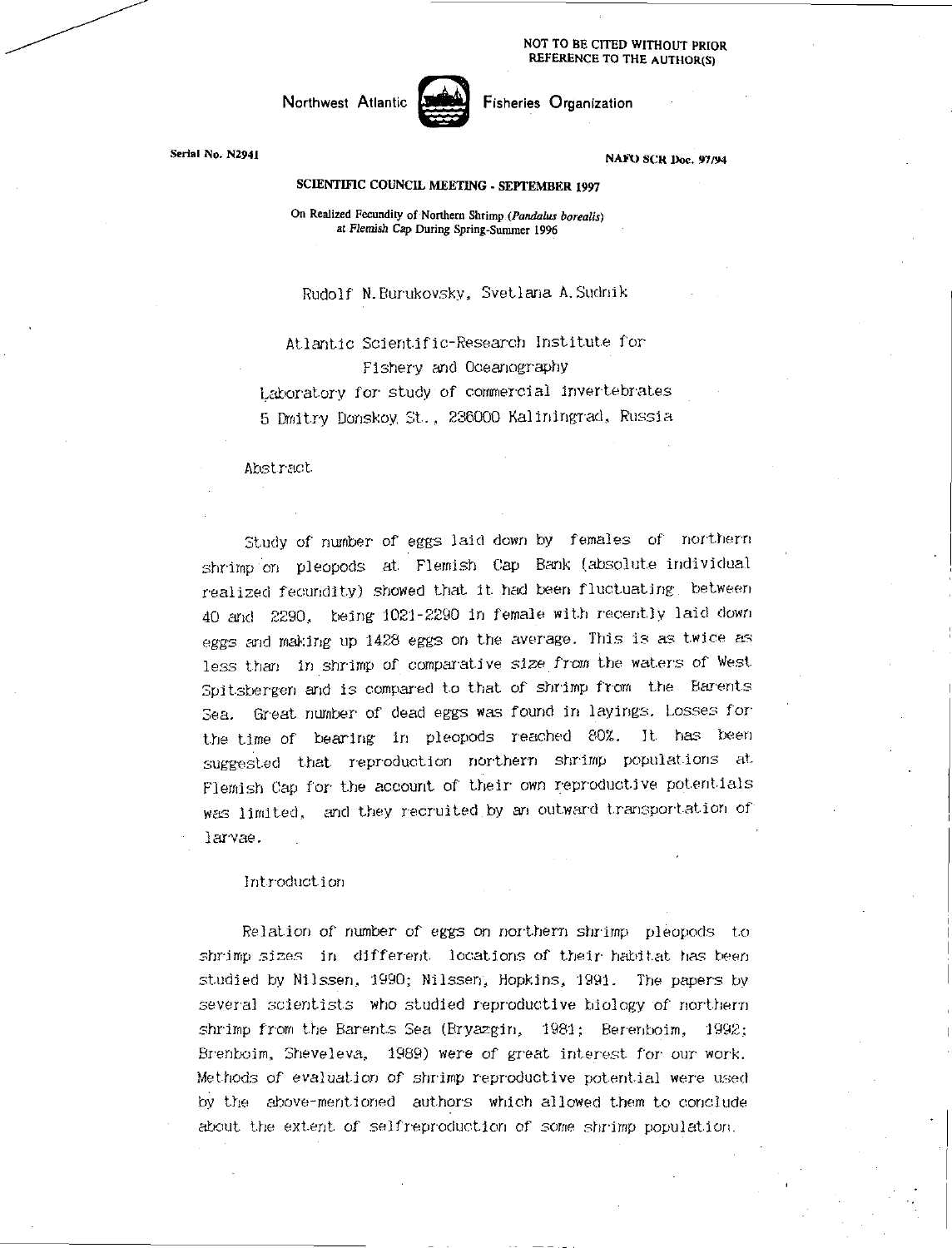NOT TO BE CITED WITHOUT PRIOR REFERENCE TO THE AUTHOR(S)

Northwest Atlantic Fisheries Organization

Serial No. N2941

NAFO SCR Doc. 97/94

**SCIENTIFIC COUNCIL MEETING - SEPTEMBER 1997**

# On Realized Fecundity of Northern Shrimp (*Pandalus borealis*) at Flemish Cap During Spring-Summer 1996

Rudolf N. Burukovsky, Svetlana A. Sudnik

Atlantic Scientific-Research Institute for Fishery and Oceanography
Laboratory for study of commercial invertebrates
5 Dmitry Donskoy St., 236000 Kaliningrad, Russia

## Abstract

Study of number of eggs laid down by females of northern shrimp on pleopods at Flemish Cap Bank (absolute individual realized fecundity) showed that it had been fluctuating between 40 and 2290, being 1021-2290 in female with recently laid down eggs and making up 1428 eggs on the average. This is as twice as less than in shrimp of comparative size from the waters of West Spitsbergen and is compared to that of shrimp from the Barents Sea. Great number of dead eggs was found in layings. Losses for the time of bearing in pleopods reached 80%. It has been suggested that reproduction northern shrimp populations at Flemish Cap for the account of their own reproductive potentials was limited, and they recruited by an outward transportation of larvae.

## Introduction

Relation of number of eggs on northern shrimp pleopods to shrimp sizes in different locations of their habitat has been studied by Nilssen, 1990; Nilssen, Hopkins, 1991. The papers by several scientists who studied reproductive biology of northern shrimp from the Barents Sea (Bryazgin, 1981; Berenboim, 1992; Brenboim, Sheveleva, 1989) were of great interest for our work. Methods of evaluation of shrimp reproductive potential were used by the above-mentioned authors which allowed them to conclude about the extent of selfreproduction of some shrimp population.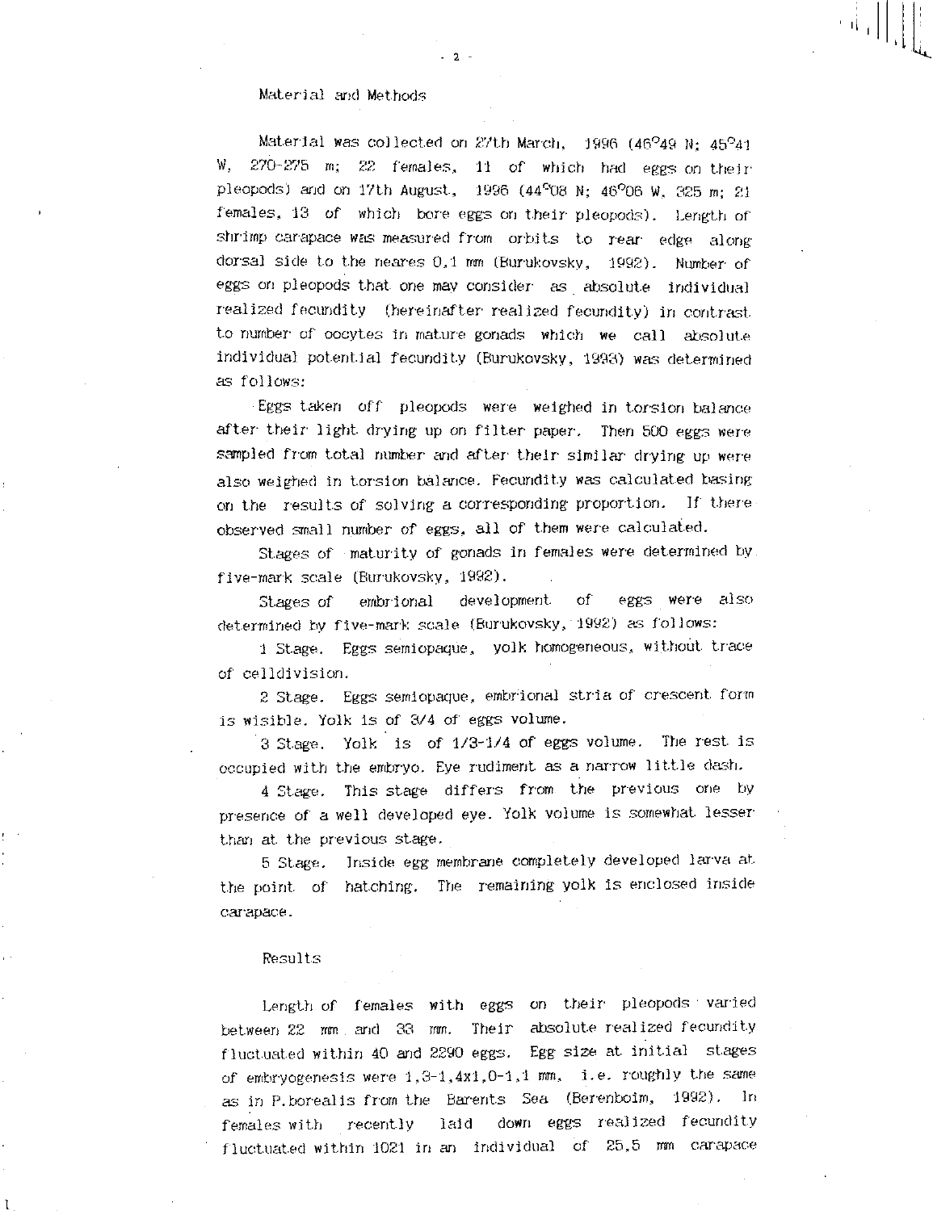## Material and Methods

Material was collected on 27th March, 1996 (46°49 N; 45°41 W, 270-275 m; 22 females, 11 of which had eggs on their pleopods) and on 17th August, 1996 (44°08 N; 46°06 W, 325 m; 21 females, 13 of which bore eggs on their pleopods). Length of shrimp carapace was measured from orbits to rear edge along dorsal side to the neares 0,1 mm (Burukovsky, 1992). Number of eggs on pleopods that one may consider as absolute individual realized fecundity (hereinafter realized fecundity) in contrast to number of oocytes in mature gonads which we call absolute individual potential fecundity (Burukovsky, 1993) was determined as follows:

Eggs taken off pleopods were weighed in torsion balance after their light drying up on filter paper. Then 500 eggs were sampled from total number and after their similar drying up were also weighed in torsion balance. Fecundity was calculated basing on the results of solving a corresponding proportion. If there observed small number of eggs, all of them were calculated.

Stages of maturity of gonads in females were determined by five-mark scale (Burukovsky, 1992).

Stages of embrional development of eggs were also determined by five-mark scale (Burukovsky, 1992) as follows:

1 Stage. Eggs semiopaque, yolk homogeneous, without trace of celldivision.

2 Stage. Eggs semiopaque, embrional stria of crescent form is wisible. Yolk is of 3/4 of eggs volume.

3 Stage. Yolk is of 1/3-1/4 of eggs volume. The rest is occupied with the embryo. Eye rudiment as a narrow little dash.

4 Stage. This stage differs from the previous one by presence of a well developed eye. Yolk volume is somewhat lesser than at the previous stage.

5 Stage. Inside egg membrane completely developed larva at the point of hatching. The remaining yolk is enclosed inside carapace.

## Results

Length of females with eggs on their pleopods varied between 22 mm and 33 mm. Their absolute realized fecundity fluctuated within 40 and 2290 eggs. Egg size at initial stages of embryogenesis were 1,3-1,4x1,0-1,1 mm, i.e. roughly the same as in P.borealis from the Barents Sea (Berenboim, 1992). In females with recently laid down eggs realized fecundity fluctuated within 1021 in an individual of 25,5 mm carapace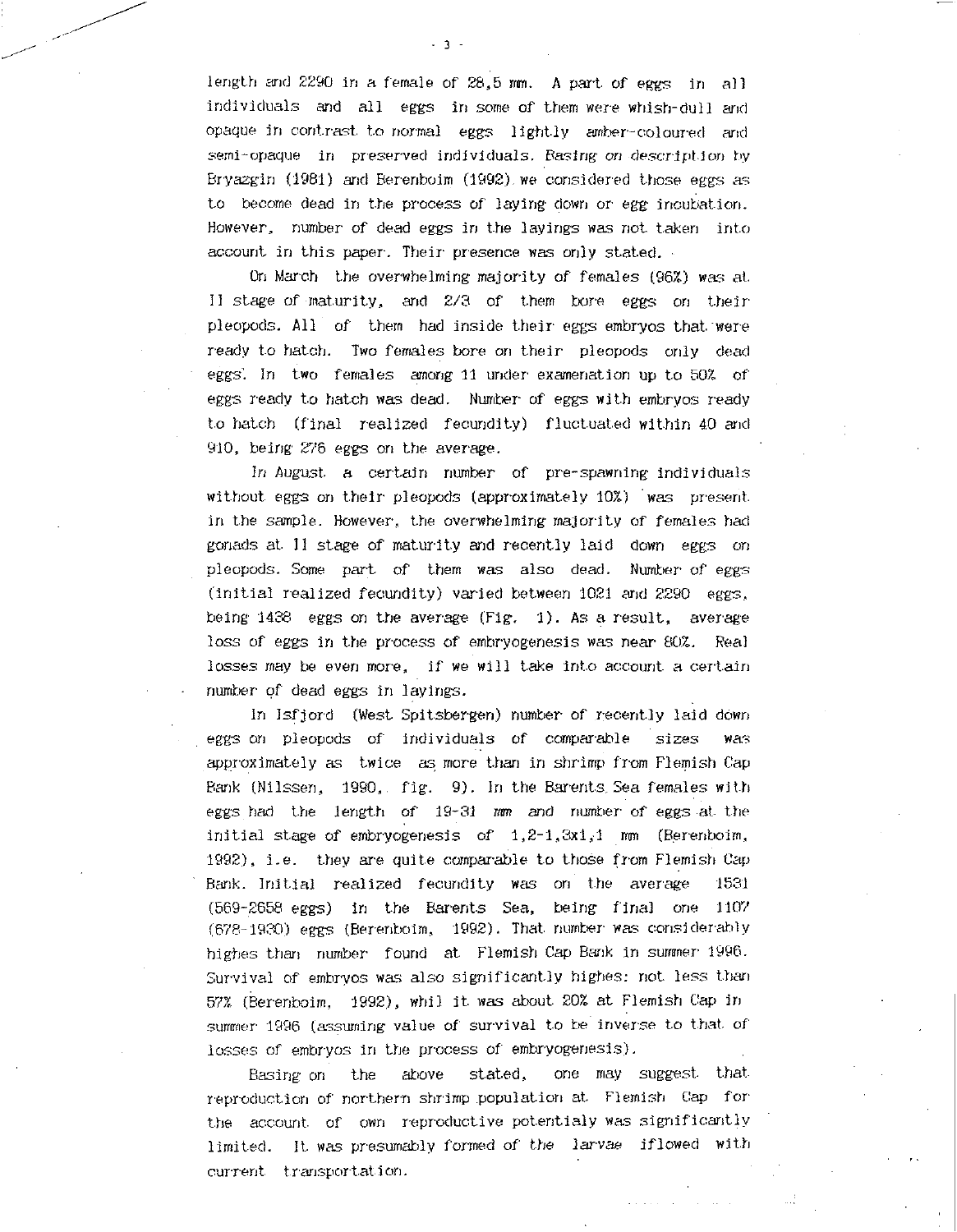length and 2290 in a female of 28,5 mm. A part of eggs in all individuals and all eggs in some of them were whish-dull and opaque in contrast to normal eggs lightly amber-coloured and semi-opaque in preserved individuals. Basing on description by Bryazgin (1981) and Berenboim (1992) we considered those eggs as to become dead in the process of laying down or egg incubation. However, number of dead eggs in the layings was not taken into account in this paper. Their presence was only stated.

On March the overwhelming majority of females (96%) was at II stage of maturity, and 2/3 of them bore eggs on their pleopods. All of them had inside their eggs embryos that were ready to hatch. Two females bore on their pleopods only dead eggs. In two females among 11 under examenation up to 50% of eggs ready to hatch was dead. Number of eggs with embryos ready to hatch (final realized fecundity) fluctuated within 40 and 910, being 276 eggs on the average.

In August a certain number of pre-spawning individuals without eggs on their pleopods (approximately 10%) was present in the sample. However, the overwhelming majority of females had gonads at II stage of maturity and recently laid down eggs on pleopods. Some part of them was also dead. Number of eggs (initial realized fecundity) varied between 1021 and 2290 eggs, being 1438 eggs on the average (Fig. 1). As a result, average loss of eggs in the process of embryogenesis was near 80%. Real losses may be even more, if we will take into account a certain number of dead eggs in layings.

In Isfjord (West Spitsbergen) number of recently laid down eggs on pleopods of individuals of comparable sizes was approximately as twice as more than in shrimp from Flemish Cap Bank (Nilssen, 1990, fig. 9). In the Barents Sea females with eggs had the length of 19-31 mm and number of eggs at the initial stage of embryogenesis of 1,2-1,3x1,1 mm (Berenboim, 1992), i.e. they are quite comparable to those from Flemish Cap Bank. Initial realized fecundity was on the average 1531 (569-2658 eggs) in the Barents Sea, being final one 1107 (678-1930) eggs (Berenboim, 1992). That number was considerably highes than number found at Flemish Cap Bank in summer 1996. Survival of embryos was also significantly highes: not less than 57% (Berenboim, 1992), whil it was about 20% at Flemish Cap in summer 1996 (assuming value of survival to be inverse to that of losses of embryos in the process of embryogenesis).

Basing on the above stated, one may suggest that reproduction of northern shrimp population at Flemish Cap for the account of own reproductive potentialy was significantly limited. It was presumably formed of the larvae iflowed with current transportation.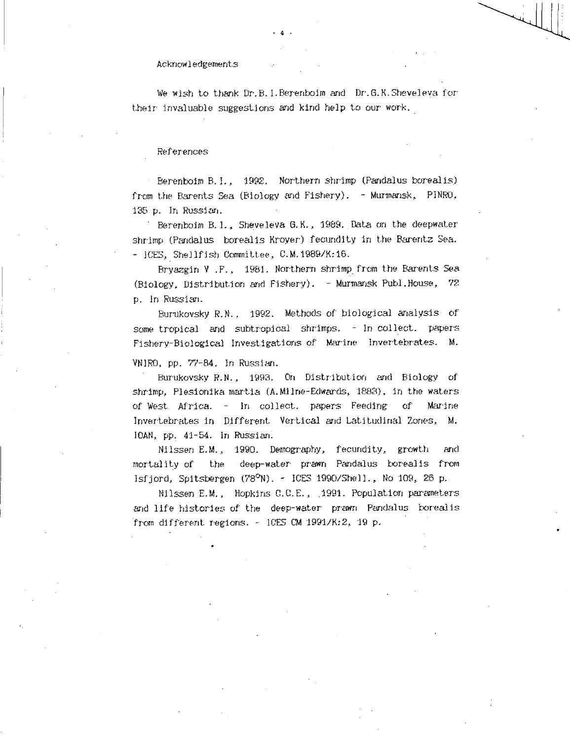## Acknowledgements

We wish to thank Dr.B.I.Berenboim and Dr.G.K.Sheveleva for their invaluable suggestions and kind help to our work.

## References

Berenboim B.I., 1992. Northern shrimp (Pandalus borealis) from the Barents Sea (Biology and Fishery). - Murmansk, PINRO, 135 p. In Russian.

Berenboim B.I., Sheveleva G.K., 1989. Data on the deepwater shrimp (Pandalus borealis Kroyer) fecundity in the Barentz Sea. - ICES, Shellfish Committee, C.M.1989/K:16.

Bryazgin V.F., 1981. Northern shrimp from the Barents Sea (Biology, Distribution and Fishery). - Murmansk Publ.House, 72 p. In Russian.

Burukovsky R.N., 1992. Methods of biological analysis of some tropical and subtropical shrimps. - In collect. papers Fishery-Biological Investigations of Marine Invertebrates. M. VNIRO, pp. 77-84. In Russian.

Burukovsky R.N., 1993. On Distribution and Biology of shrimp, Plesionika martia (A.Milne-Edwards, 1883), in the waters of West Africa. - In collect. papers Feeding of Marine Invertebrates in Different Vertical and Latitudinal Zones, M. IOAN, pp. 41-54. In Russian.

Nilssen E.M., 1990. Demography, fecundity, growth and mortality of the deep-water prawn Pandalus borealis from Isfjord, Spitsbergen (78°N). - ICES 1990/Shell., No 109, 26 p.

Nilssen E.M., Hopkins C.C.E., 1991. Population parameters and life histories of the deep-water prawn Pandalus borealis from different regions. - ICES CM 1991/K:2, 19 p.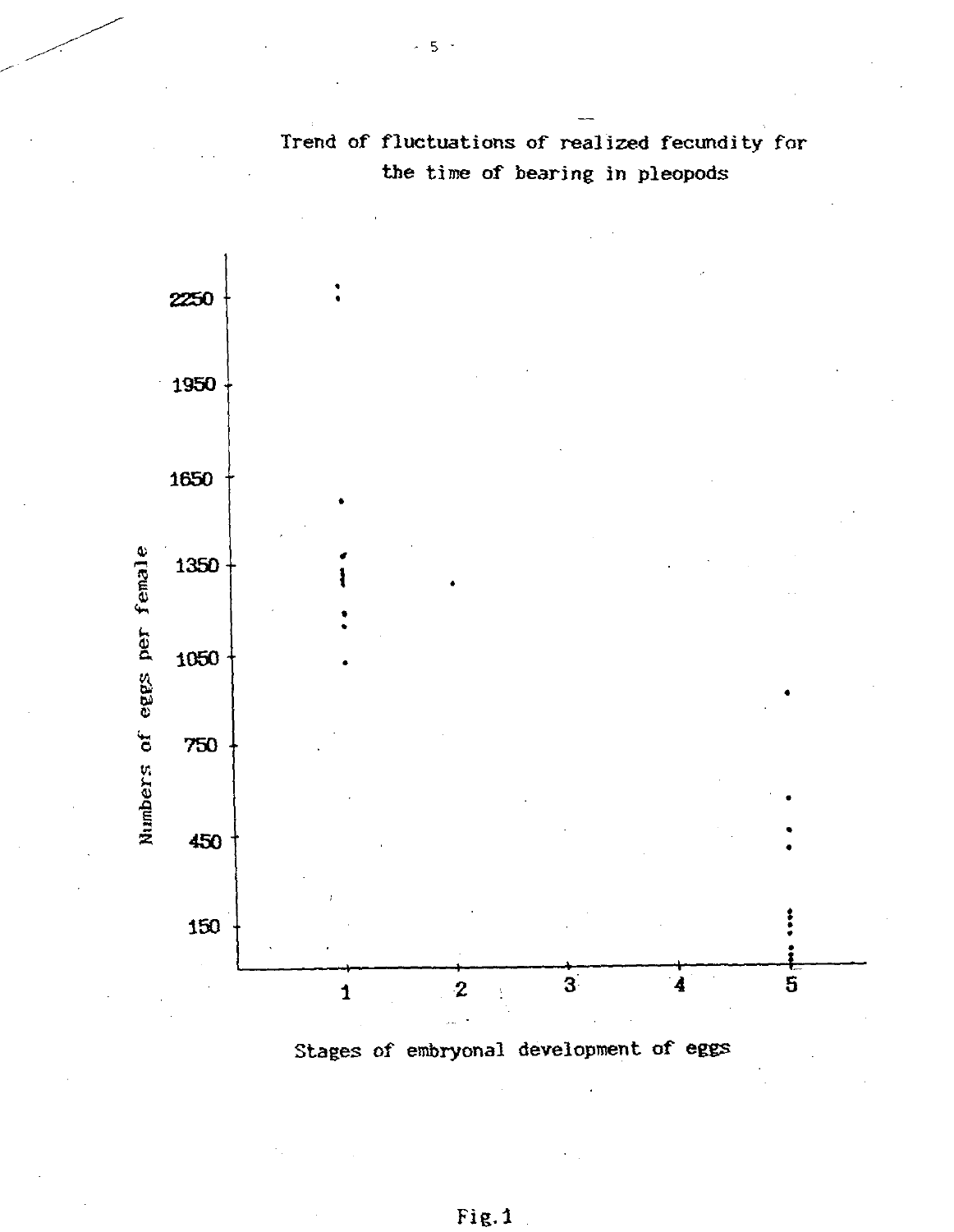Trend of fluctuations of realized fecundity for the time of bearing in pleopods

Numbers of eggs per female

2250

1950

1650

1350

1050

750

450

150

1

2

3

4

5

Stages of embryonal development of eggs

Fig.1